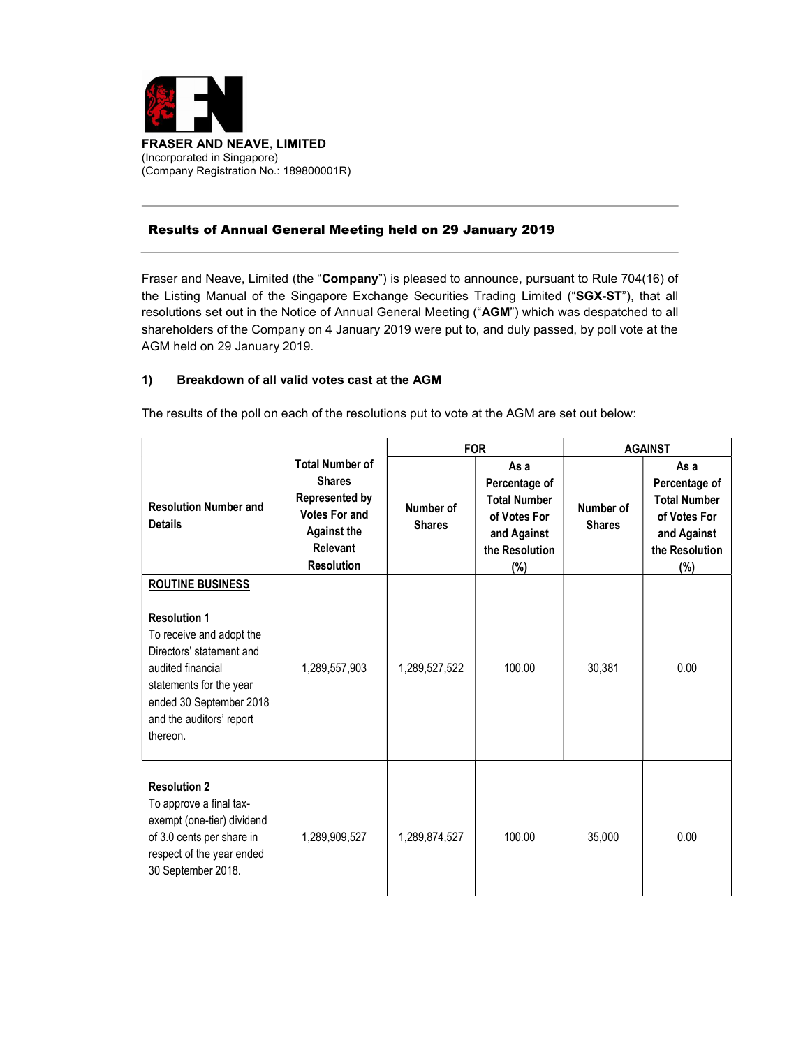**FRASER AND NEAVE, LIMITED**
(Incorporated in Singapore)
(Company Registration No.: 189800001R)

## Results of Annual General Meeting held on 29 January 2019

Fraser and Neave, Limited (the "**Company**") is pleased to announce, pursuant to Rule 704(16) of the Listing Manual of the Singapore Exchange Securities Trading Limited ("**SGX-ST**"), that all resolutions set out in the Notice of Annual General Meeting ("**AGM**") which was despatched to all shareholders of the Company on 4 January 2019 were put to, and duly passed, by poll vote at the AGM held on 29 January 2019.

### 1) Breakdown of all valid votes cast at the AGM

The results of the poll on each of the resolutions put to vote at the AGM are set out below:

| Resolution Number and Details | Total Number of Shares Represented by Votes For and Against the Relevant Resolution | FOR | | AGAINST | |
|---|---|---|---|---|---|
| | | Number of Shares | As a Percentage of Total Number of Votes For and Against the Resolution (%) | Number of Shares | As a Percentage of Total Number of Votes For and Against the Resolution (%) |
| **ROUTINE BUSINESS** | | | | | |
| **Resolution 1** To receive and adopt the Directors' statement and audited financial statements for the year ended 30 September 2018 and the auditors' report thereon. | 1,289,557,903 | 1,289,527,522 | 100.00 | 30,381 | 0.00 |
| **Resolution 2** To approve a final tax-exempt (one-tier) dividend of 3.0 cents per share in respect of the year ended 30 September 2018. | 1,289,909,527 | 1,289,874,527 | 100.00 | 35,000 | 0.00 |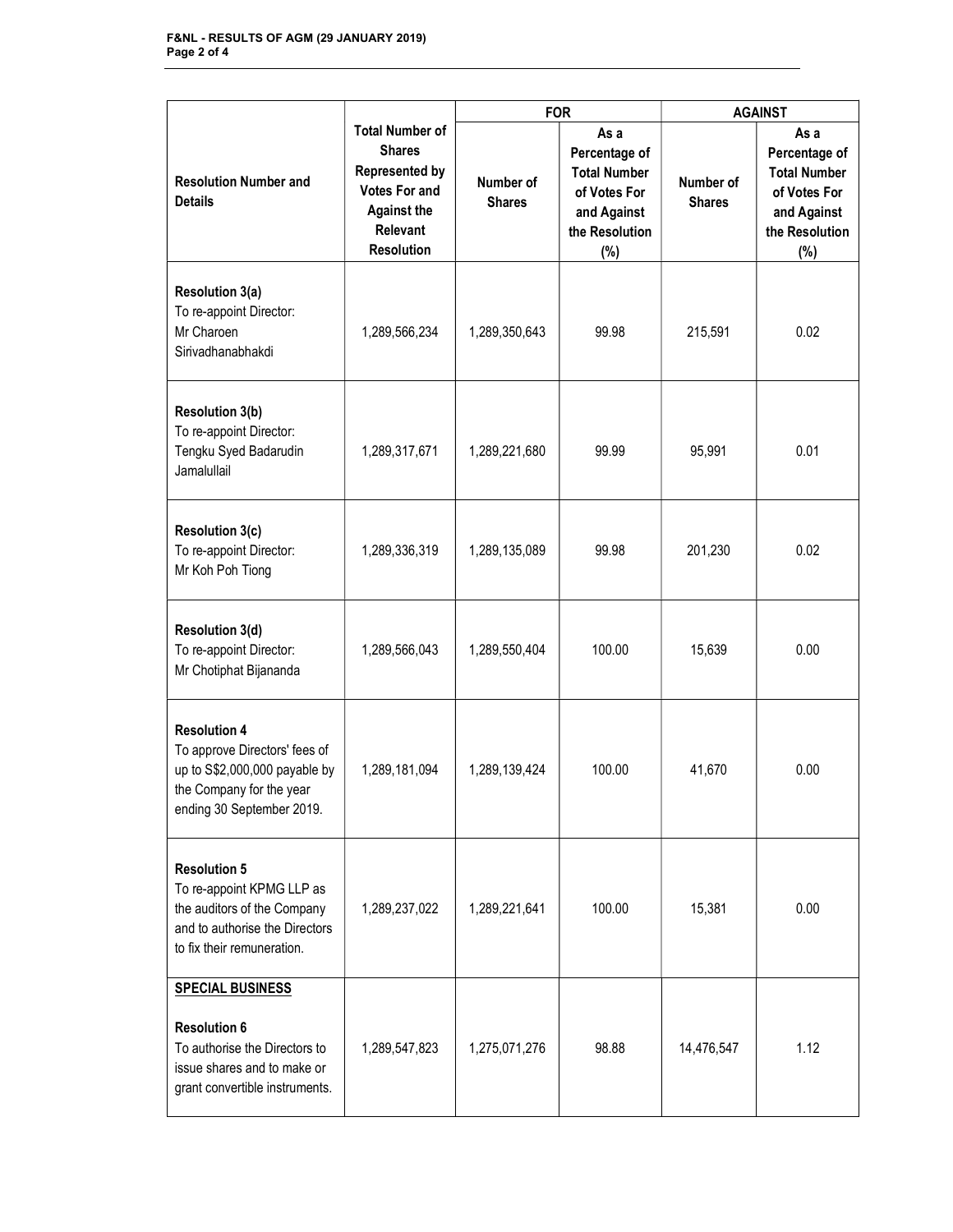| Resolution Number and Details | Total Number of Shares Represented by Votes For and Against the Relevant Resolution | FOR | | AGAINST | |
|---|---|---|---|---|---|
| | | Number of Shares | As a Percentage of Total Number of Votes For and Against the Resolution (%) | Number of Shares | As a Percentage of Total Number of Votes For and Against the Resolution (%) |
| **Resolution 3(a)** To re-appoint Director: Mr Charoen Sirivadhanabhakdi | 1,289,566,234 | 1,289,350,643 | 99.98 | 215,591 | 0.02 |
| **Resolution 3(b)** To re-appoint Director: Tengku Syed Badarudin Jamalullail | 1,289,317,671 | 1,289,221,680 | 99.99 | 95,991 | 0.01 |
| **Resolution 3(c)** To re-appoint Director: Mr Koh Poh Tiong | 1,289,336,319 | 1,289,135,089 | 99.98 | 201,230 | 0.02 |
| **Resolution 3(d)** To re-appoint Director: Mr Chotiphat Bijananda | 1,289,566,043 | 1,289,550,404 | 100.00 | 15,639 | 0.00 |
| **Resolution 4** To approve Directors' fees of up to S$2,000,000 payable by the Company for the year ending 30 September 2019. | 1,289,181,094 | 1,289,139,424 | 100.00 | 41,670 | 0.00 |
| **Resolution 5** To re-appoint KPMG LLP as the auditors of the Company and to authorise the Directors to fix their remuneration. | 1,289,237,022 | 1,289,221,641 | 100.00 | 15,381 | 0.00 |
| **SPECIAL BUSINESS** **Resolution 6** To authorise the Directors to issue shares and to make or grant convertible instruments. | 1,289,547,823 | 1,275,071,276 | 98.88 | 14,476,547 | 1.12 |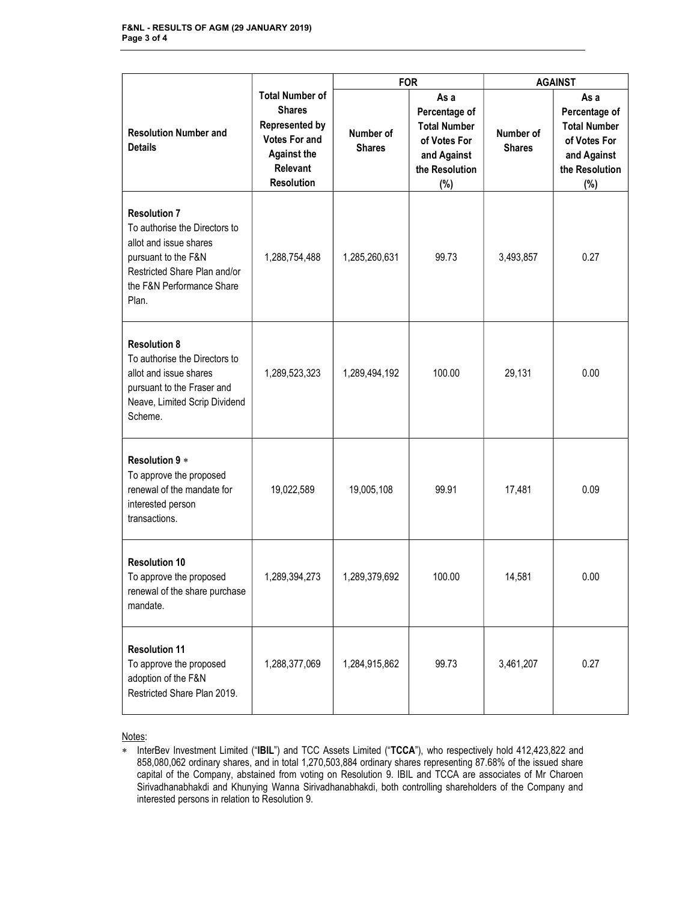| Resolution Number and Details | Total Number of Shares Represented by Votes For and Against the Relevant Resolution | FOR | | AGAINST | |
|---|---|---|---|---|---|
| | | Number of Shares | As a Percentage of Total Number of Votes For and Against the Resolution (%) | Number of Shares | As a Percentage of Total Number of Votes For and Against the Resolution (%) |
| **Resolution 7** To authorise the Directors to allot and issue shares pursuant to the F&N Restricted Share Plan and/or the F&N Performance Share Plan. | 1,288,754,488 | 1,285,260,631 | 99.73 | 3,493,857 | 0.27 |
| **Resolution 8** To authorise the Directors to allot and issue shares pursuant to the Fraser and Neave, Limited Scrip Dividend Scheme. | 1,289,523,323 | 1,289,494,192 | 100.00 | 29,131 | 0.00 |
| **Resolution 9** * To approve the proposed renewal of the mandate for interested person transactions. | 19,022,589 | 19,005,108 | 99.91 | 17,481 | 0.09 |
| **Resolution 10** To approve the proposed renewal of the share purchase mandate. | 1,289,394,273 | 1,289,379,692 | 100.00 | 14,581 | 0.00 |
| **Resolution 11** To approve the proposed adoption of the F&N Restricted Share Plan 2019. | 1,288,377,069 | 1,284,915,862 | 99.73 | 3,461,207 | 0.27 |

Notes:

* InterBev Investment Limited ("**IBIL**") and TCC Assets Limited ("**TCCA**"), who respectively hold 412,423,822 and 858,080,062 ordinary shares, and in total 1,270,503,884 ordinary shares representing 87.68% of the issued share capital of the Company, abstained from voting on Resolution 9. IBIL and TCCA are associates of Mr Charoen Sirivadhanabhakdi and Khunying Wanna Sirivadhanabhakdi, both controlling shareholders of the Company and interested persons in relation to Resolution 9.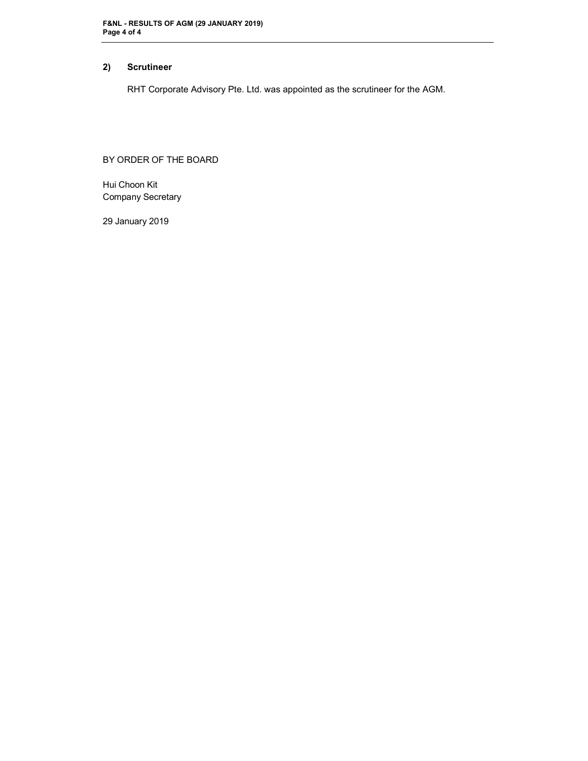**2) Scrutineer**

RHT Corporate Advisory Pte. Ltd. was appointed as the scrutineer for the AGM.

BY ORDER OF THE BOARD

Hui Choon Kit
Company Secretary

29 January 2019